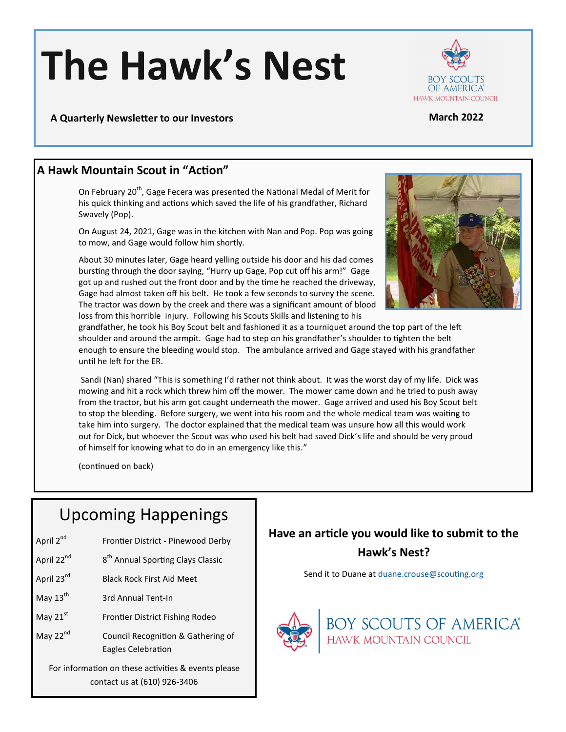# The Hawk's Nest

**A Quarterly Newsletter to our Investors**

**March 2022**

## A Hawk Mountain Scout in "Action"

On February 20th, Gage Fecera was presented the National Medal of Merit for his quick thinking and actions which saved the life of his grandfather, Richard Swavely (Pop).

On August 24, 2021, Gage was in the kitchen with Nan and Pop. Pop was going to mow, and Gage would follow him shortly.

About 30 minutes later, Gage heard yelling outside his door and his dad comes bursting through the door saying, "Hurry up Gage, Pop cut off his arm!" Gage got up and rushed out the front door and by the time he reached the driveway, Gage had almost taken off his belt. He took a few seconds to survey the scene. The tractor was down by the creek and there was a significant amount of blood loss from this horrible injury. Following his Scouts Skills and listening to his grandfather, he took his Boy Scout belt and fashioned it as a tourniquet around the top part of the left shoulder and around the armpit. Gage had to step on his grandfather's shoulder to tighten the belt enough to ensure the bleeding would stop. The ambulance arrived and Gage stayed with his grandfather until he left for the ER.

Sandi (Nan) shared "This is something I'd rather not think about. It was the worst day of my life. Dick was mowing and hit a rock which threw him off the mower. The mower came down and he tried to push away from the tractor, but his arm got caught underneath the mower. Gage arrived and used his Boy Scout belt to stop the bleeding. Before surgery, we went into his room and the whole medical team was waiting to take him into surgery. The doctor explained that the medical team was unsure how all this would work out for Dick, but whoever the Scout was who used his belt had saved Dick's life and should be very proud of himself for knowing what to do in an emergency like this."

(continued on back)

## Upcoming Happenings

| | |
|---|---|
| April 2nd | Frontier District - Pinewood Derby |
| April 22nd | 8th Annual Sporting Clays Classic |
| April 23rd | Black Rock First Aid Meet |
| May 13th | 3rd Annual Tent-In |
| May 21st | Frontier District Fishing Rodeo |
| May 22nd | Council Recognition & Gathering of Eagles Celebration |

For information on these activities & events please contact us at (610) 926-3406

**Have an article you would like to submit to the Hawk's Nest?**

Send it to Duane at duane.crouse@scouting.org

BOY SCOUTS OF AMERICA
HAWK MOUNTAIN COUNCIL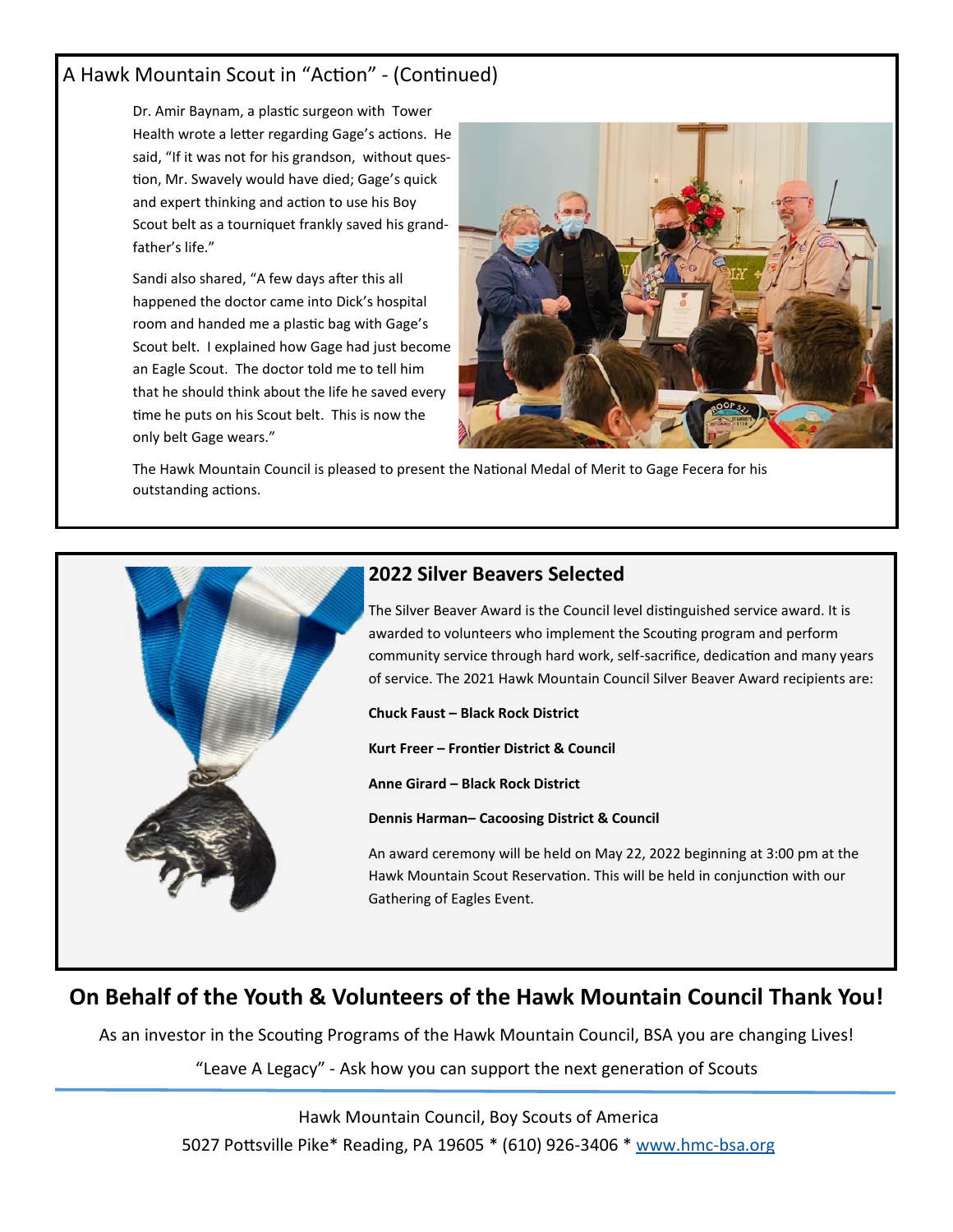## A Hawk Mountain Scout in "Action" - (Continued)

Dr. Amir Baynam, a plastic surgeon with Tower Health wrote a letter regarding Gage's actions. He said, "If it was not for his grandson, without question, Mr. Swavely would have died; Gage's quick and expert thinking and action to use his Boy Scout belt as a tourniquet frankly saved his grandfather's life."

Sandi also shared, "A few days after this all happened the doctor came into Dick's hospital room and handed me a plastic bag with Gage's Scout belt. I explained how Gage had just become an Eagle Scout. The doctor told me to tell him that he should think about the life he saved every time he puts on his Scout belt. This is now the only belt Gage wears."

The Hawk Mountain Council is pleased to present the National Medal of Merit to Gage Fecera for his outstanding actions.

## 2022 Silver Beavers Selected

The Silver Beaver Award is the Council level distinguished service award. It is awarded to volunteers who implement the Scouting program and perform community service through hard work, self-sacrifice, dedication and many years of service. The 2021 Hawk Mountain Council Silver Beaver Award recipients are:

**Chuck Faust – Black Rock District**

**Kurt Freer – Frontier District & Council**

**Anne Girard – Black Rock District**

**Dennis Harman– Cacoosing District & Council**

An award ceremony will be held on May 22, 2022 beginning at 3:00 pm at the Hawk Mountain Scout Reservation. This will be held in conjunction with our Gathering of Eagles Event.

## On Behalf of the Youth & Volunteers of the Hawk Mountain Council Thank You!

As an investor in the Scouting Programs of the Hawk Mountain Council, BSA you are changing Lives!

"Leave A Legacy" - Ask how you can support the next generation of Scouts

Hawk Mountain Council, Boy Scouts of America

5027 Pottsville Pike* Reading, PA 19605 * (610) 926-3406 * www.hmc-bsa.org